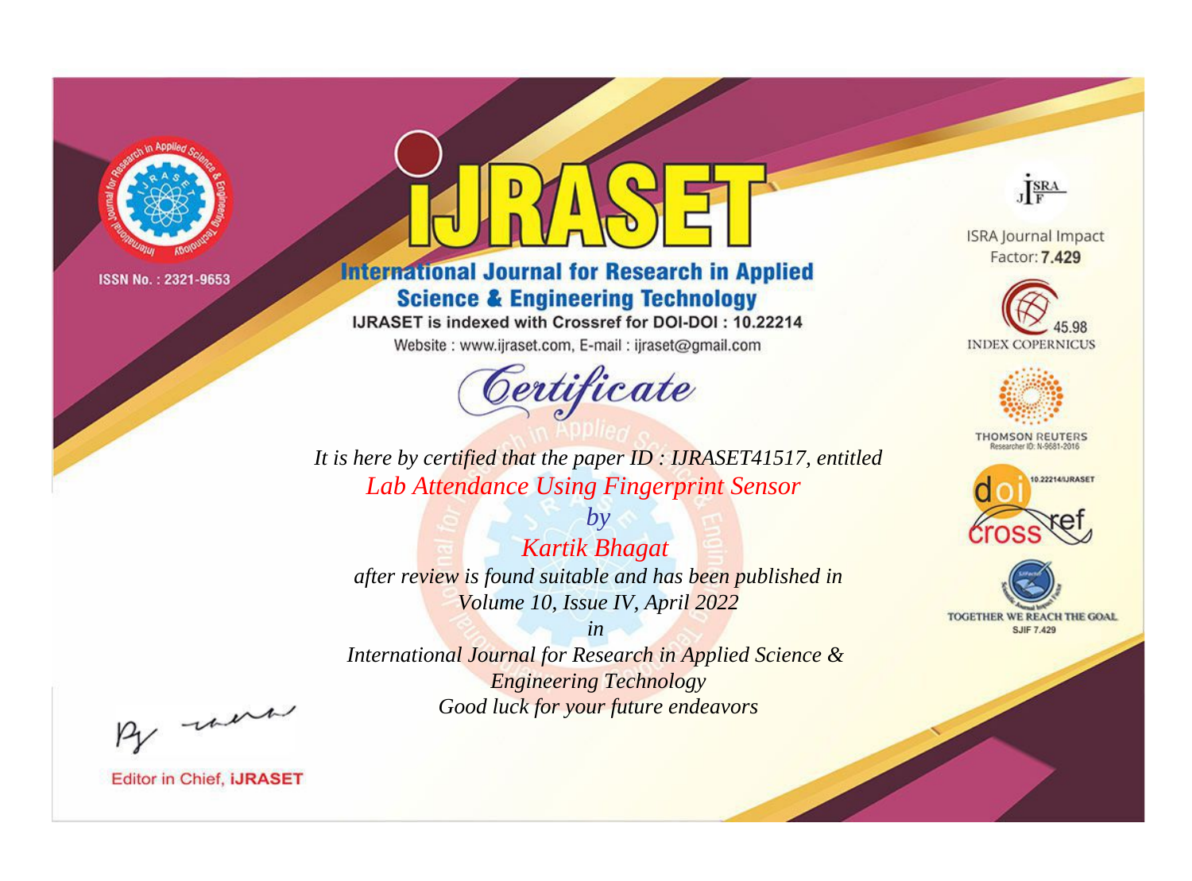ISSN No. : 2321-9653

# iJRASET

## International Journal for Research in Applied Science & Engineering Technology

IJRASET is indexed with Crossref for DOI-DOI : 10.22214

Website : www.ijraset.com, E-mail : ijraset@gmail.com

## Certificate

*It is here by certified that the paper ID : IJRASET41517, entitled*

*Lab Attendance Using Fingerprint Sensor*

*by*

*Kartik Bhagat*

*after review is found suitable and has been published in*

*Volume 10, Issue IV, April 2022*

*in*

*International Journal for Research in Applied Science & Engineering Technology*

*Good luck for your future endeavors*

ISRA Journal Impact Factor: **7.429**

45.98 INDEX COPERNICUS

THOMSON REUTERS Researcher ID: N-9681-2016

10.22214/IJRASET

TOGETHER WE REACH THE GOAL SJIF 7.429

Editor in Chief, **iJRASET**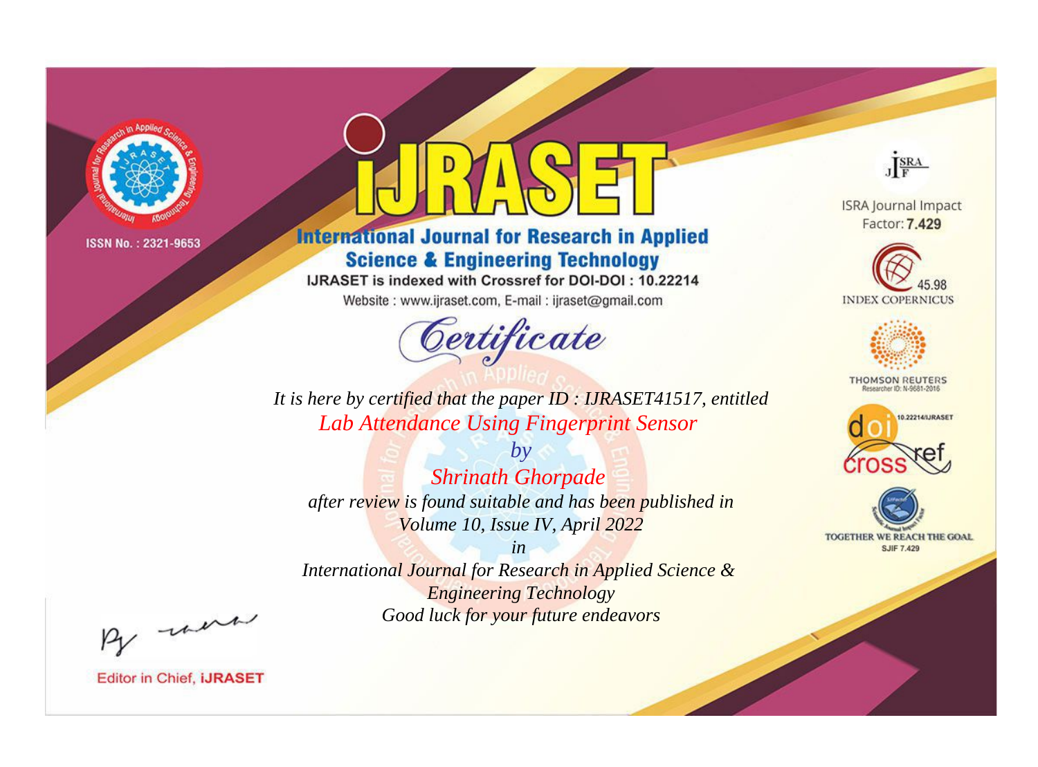ISSN No. : 2321-9653

# iJRASET

## International Journal for Research in Applied Science & Engineering Technology

IJRASET is indexed with Crossref for DOI-DOI : 10.22214

Website : www.ijraset.com, E-mail : ijraset@gmail.com

*Certificate*

*It is here by certified that the paper ID : IJRASET41517, entitled*

*Lab Attendance Using Fingerprint Sensor*

*by*

*Shrinath Ghorpade*

*after review is found suitable and has been published in*

*Volume 10, Issue IV, April 2022*

*in*

*International Journal for Research in Applied Science & Engineering Technology*

*Good luck for your future endeavors*

ISRA Journal Impact Factor: **7.429**

45.98 INDEX COPERNICUS

THOMSON REUTERS Researcher ID: N-9681-2016

10.22214/IJRASET

TOGETHER WE REACH THE GOAL SJIF 7.429

Editor in Chief, **iJRASET**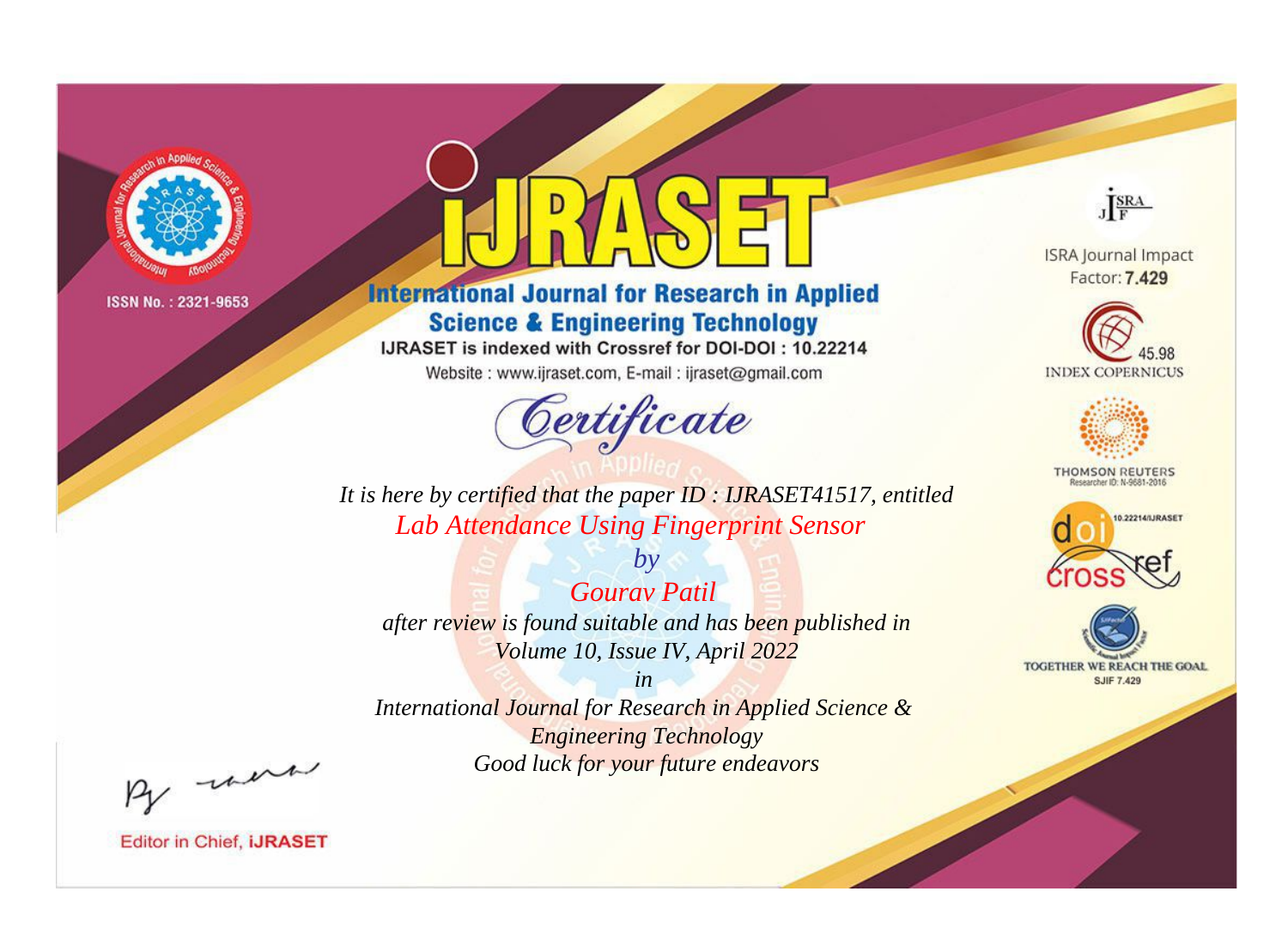ISSN No. : 2321-9653

# IJRASET

## International Journal for Research in Applied Science & Engineering Technology

IJRASET is indexed with Crossref for DOI-DOI : 10.22214

Website : www.ijraset.com, E-mail : ijraset@gmail.com

ISRA Journal Impact Factor: **7.429**

45.98 INDEX COPERNICUS

THOMSON REUTERS Researcher ID: N-9681-2016

10.22214/IJRASET

TOGETHER WE REACH THE GOAL SJIF 7.429

# *Certificate*

*It is here by certified that the paper ID : IJRASET41517, entitled*

*Lab Attendance Using Fingerprint Sensor*

*by*

*Gourav Patil*

*after review is found suitable and has been published in*

*Volume 10, Issue IV, April 2022*

*in*

*International Journal for Research in Applied Science & Engineering Technology*

*Good luck for your future endeavors*

Editor in Chief, **iJRASET**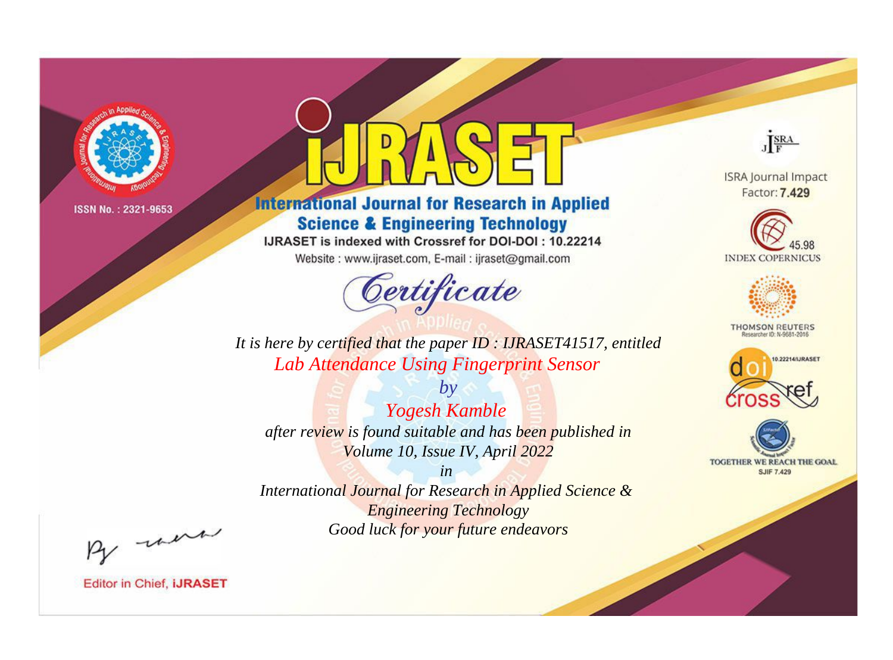ISSN No. : 2321-9653

# iJRASET

## International Journal for Research in Applied Science & Engineering Technology

IJRASET is indexed with Crossref for DOI-DOI : 10.22214

Website : www.ijraset.com, E-mail : ijraset@gmail.com

*Certificate*

*It is here by certified that the paper ID : IJRASET41517, entitled*

*Lab Attendance Using Fingerprint Sensor*

*by*

*Yogesh Kamble*

*after review is found suitable and has been published in*

*Volume 10, Issue IV, April 2022*

*in*

*International Journal for Research in Applied Science & Engineering Technology*

*Good luck for your future endeavors*

ISRA Journal Impact Factor: **7.429**

45.98 INDEX COPERNICUS

THOMSON REUTERS Researcher ID: N-9681-2016

10.22214/IJRASET

TOGETHER WE REACH THE GOAL SJIF 7.429

Editor in Chief, **iJRASET**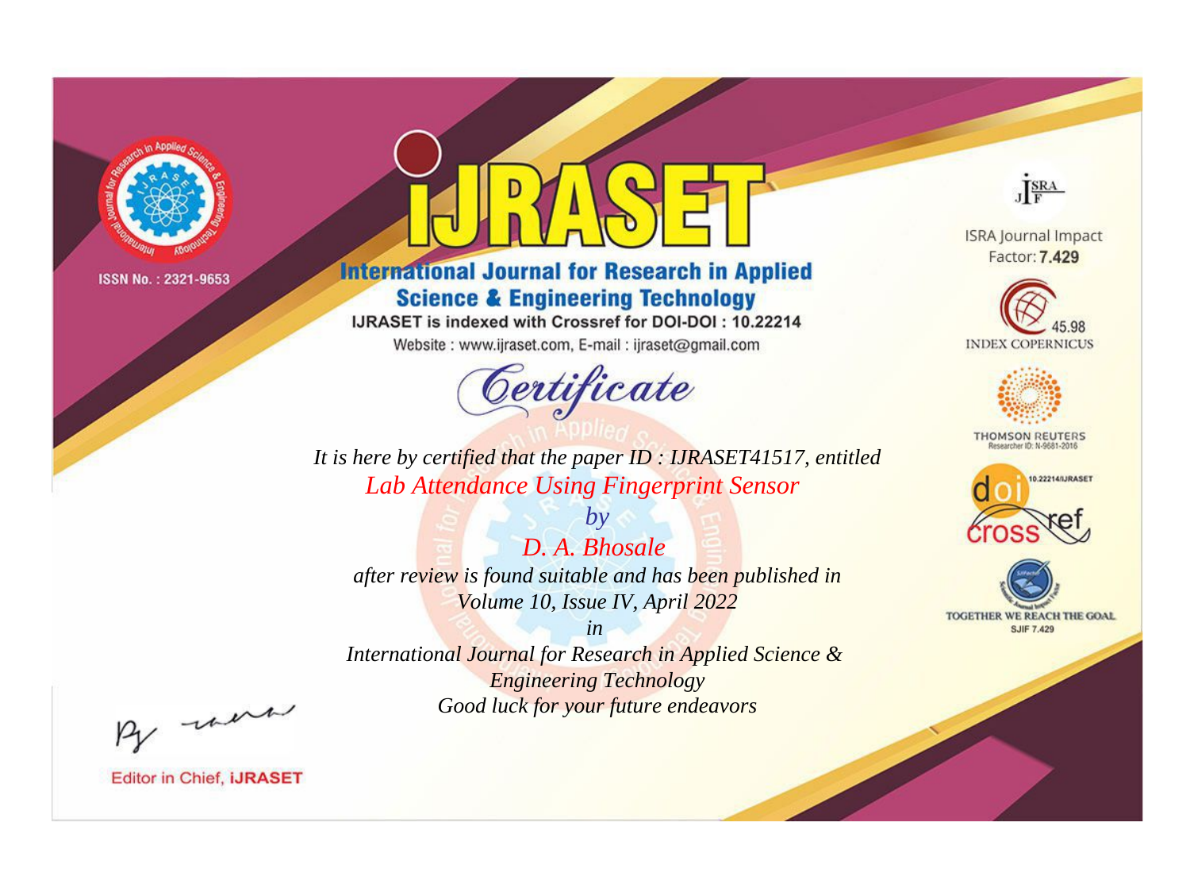ISSN No. : 2321-9653

# IJRASET

## International Journal for Research in Applied Science & Engineering Technology

IJRASET is indexed with Crossref for DOI-DOI : 10.22214

Website : www.ijraset.com, E-mail : ijraset@gmail.com

*Certificate*

*It is here by certified that the paper ID : IJRASET41517, entitled*

*Lab Attendance Using Fingerprint Sensor*

*by*

*D. A. Bhosale*

*after review is found suitable and has been published in*

*Volume 10, Issue IV, April 2022*

*in*

*International Journal for Research in Applied Science & Engineering Technology*

*Good luck for your future endeavors*

ISRA Journal Impact Factor: **7.429**

45.98 INDEX COPERNICUS

THOMSON REUTERS Researcher ID: N-9681-2016

10.22214/IJRASET

TOGETHER WE REACH THE GOAL SJIF 7.429

Editor in Chief, **iJRASET**